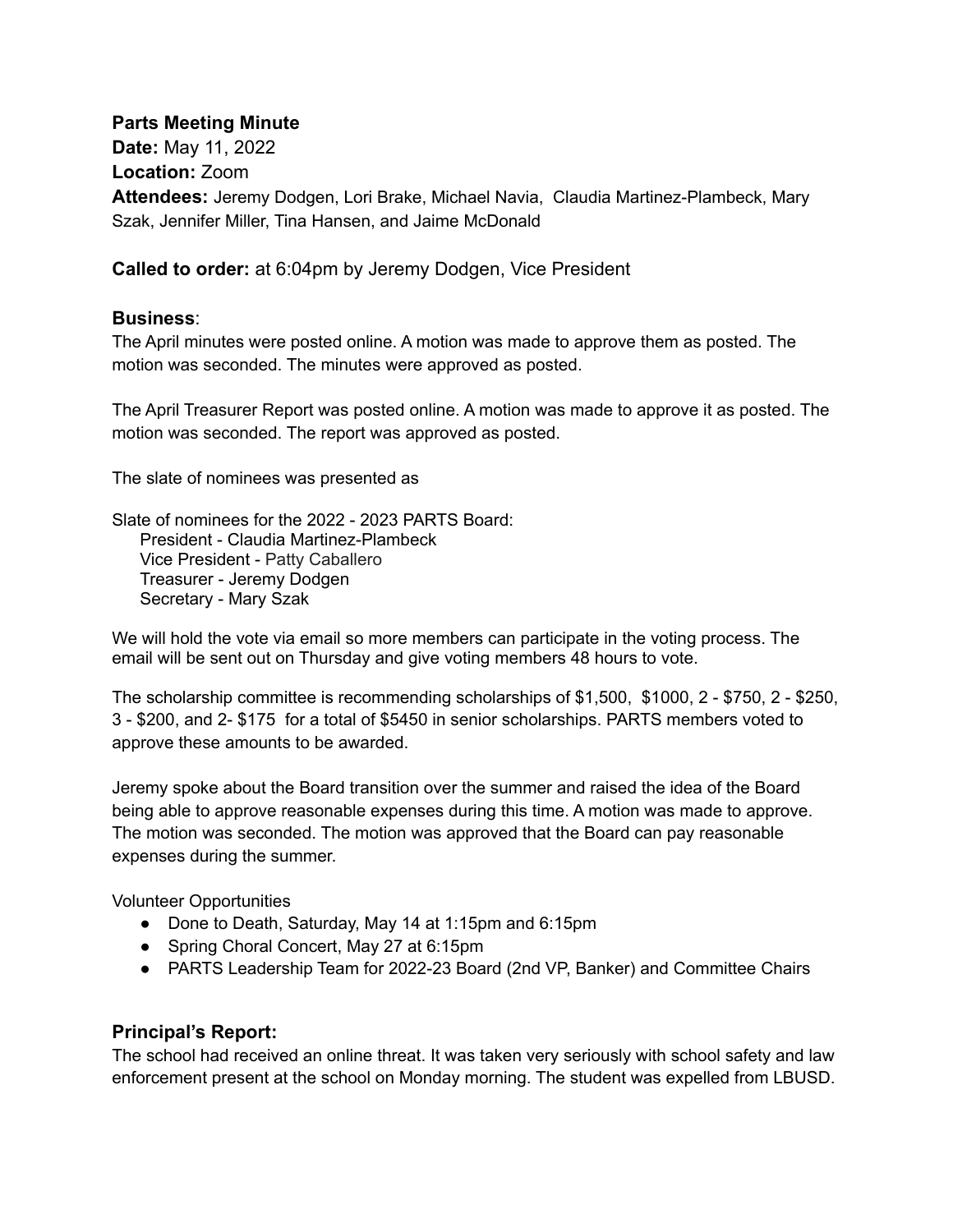**Parts Meeting Minute**
**Date:** May 11, 2022
**Location:** Zoom
**Attendees:** Jeremy Dodgen, Lori Brake, Michael Navia, Claudia Martinez-Plambeck, Mary Szak, Jennifer Miller, Tina Hansen, and Jaime McDonald

**Called to order:** at 6:04pm by Jeremy Dodgen, Vice President

**Business**:
The April minutes were posted online. A motion was made to approve them as posted. The motion was seconded. The minutes were approved as posted.

The April Treasurer Report was posted online. A motion was made to approve it as posted. The motion was seconded. The report was approved as posted.

The slate of nominees was presented as

Slate of nominees for the 2022 - 2023 PARTS Board:
- President - Claudia Martinez-Plambeck
- Vice President - Patty Caballero
- Treasurer - Jeremy Dodgen
- Secretary - Mary Szak

We will hold the vote via email so more members can participate in the voting process. The email will be sent out on Thursday and give voting members 48 hours to vote.

The scholarship committee is recommending scholarships of $1,500, $1000, 2 - $750, 2 - $250, 3 - $200, and 2- $175 for a total of $5450 in senior scholarships. PARTS members voted to approve these amounts to be awarded.

Jeremy spoke about the Board transition over the summer and raised the idea of the Board being able to approve reasonable expenses during this time. A motion was made to approve. The motion was seconded. The motion was approved that the Board can pay reasonable expenses during the summer.

Volunteer Opportunities
- Done to Death, Saturday, May 14 at 1:15pm and 6:15pm
- Spring Choral Concert, May 27 at 6:15pm
- PARTS Leadership Team for 2022-23 Board (2nd VP, Banker) and Committee Chairs

**Principal's Report:**
The school had received an online threat. It was taken very seriously with school safety and law enforcement present at the school on Monday morning. The student was expelled from LBUSD.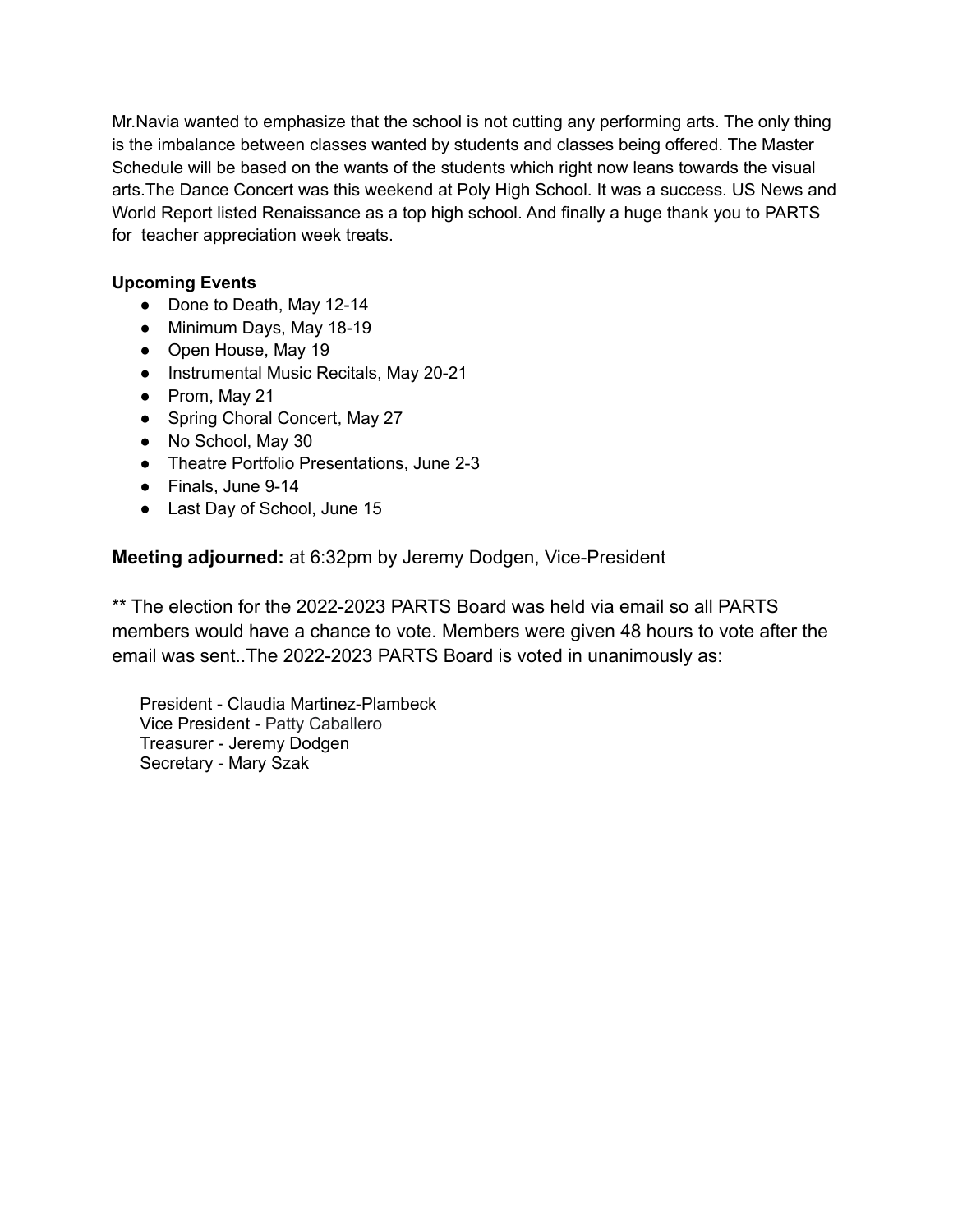Mr.Navia wanted to emphasize that the school is not cutting any performing arts. The only thing is the imbalance between classes wanted by students and classes being offered. The Master Schedule will be based on the wants of the students which right now leans towards the visual arts.The Dance Concert was this weekend at Poly High School. It was a success. US News and World Report listed Renaissance as a top high school. And finally a huge thank you to PARTS for teacher appreciation week treats.

**Upcoming Events**

- Done to Death, May 12-14
- Minimum Days, May 18-19
- Open House, May 19
- Instrumental Music Recitals, May 20-21
- Prom, May 21
- Spring Choral Concert, May 27
- No School, May 30
- Theatre Portfolio Presentations, June 2-3
- Finals, June 9-14
- Last Day of School, June 15

**Meeting adjourned:** at 6:32pm by Jeremy Dodgen, Vice-President

** The election for the 2022-2023 PARTS Board was held via email so all PARTS members would have a chance to vote. Members were given 48 hours to vote after the email was sent..The 2022-2023 PARTS Board is voted in unanimously as:

President - Claudia Martinez-Plambeck
Vice President - Patty Caballero
Treasurer - Jeremy Dodgen
Secretary - Mary Szak